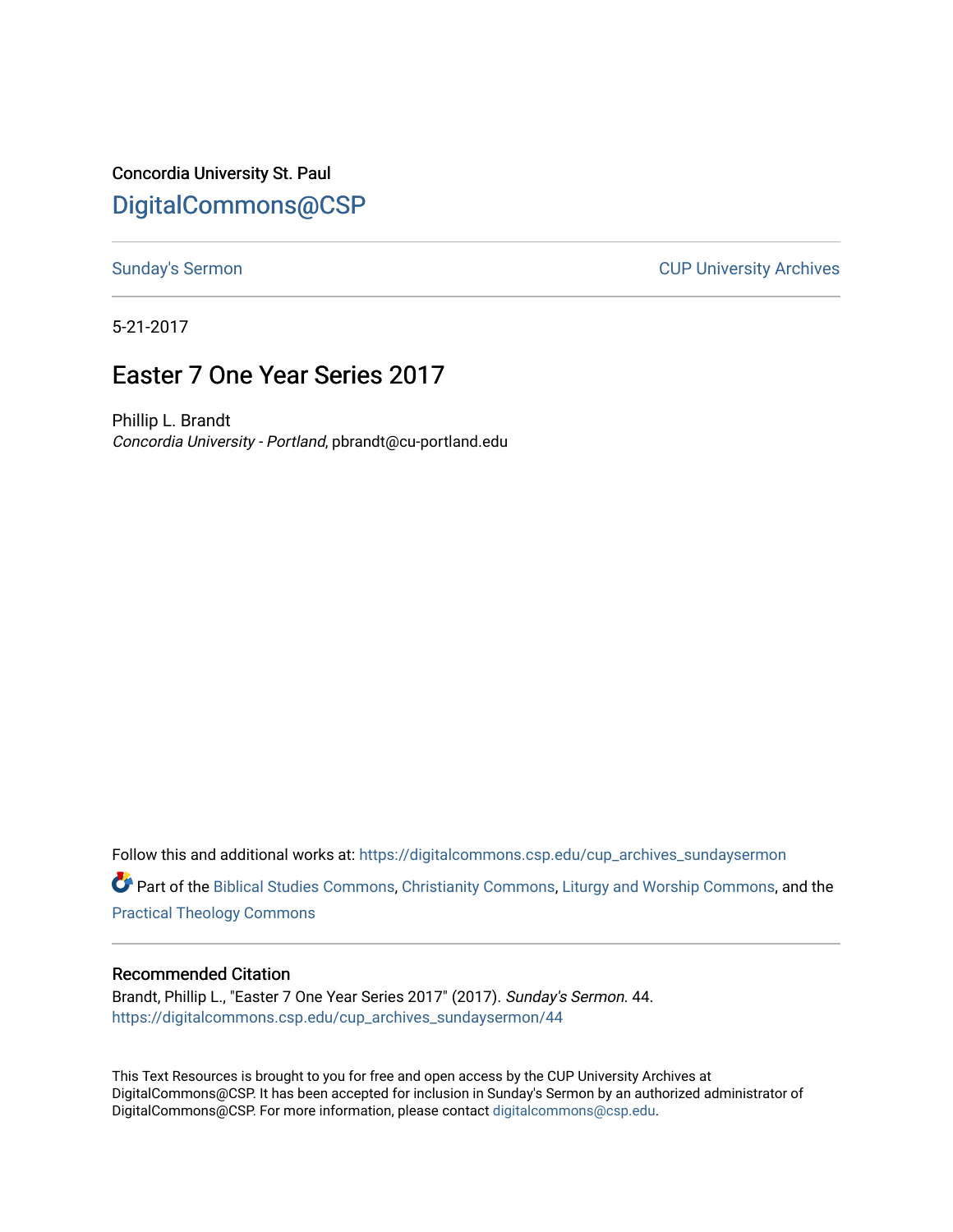Concordia University St. Paul

# DigitalCommons@CSP

Sunday's Sermon | CUP University Archives

5-21-2017

## Easter 7 One Year Series 2017

Phillip L. Brandt
*Concordia University - Portland*, pbrandt@cu-portland.edu

Follow this and additional works at: https://digitalcommons.csp.edu/cup_archives_sundaysermon

Part of the Biblical Studies Commons, Christianity Commons, Liturgy and Worship Commons, and the Practical Theology Commons

### Recommended Citation

Brandt, Phillip L., "Easter 7 One Year Series 2017" (2017). *Sunday's Sermon*. 44.
https://digitalcommons.csp.edu/cup_archives_sundaysermon/44

This Text Resources is brought to you for free and open access by the CUP University Archives at DigitalCommons@CSP. It has been accepted for inclusion in Sunday's Sermon by an authorized administrator of DigitalCommons@CSP. For more information, please contact digitalcommons@csp.edu.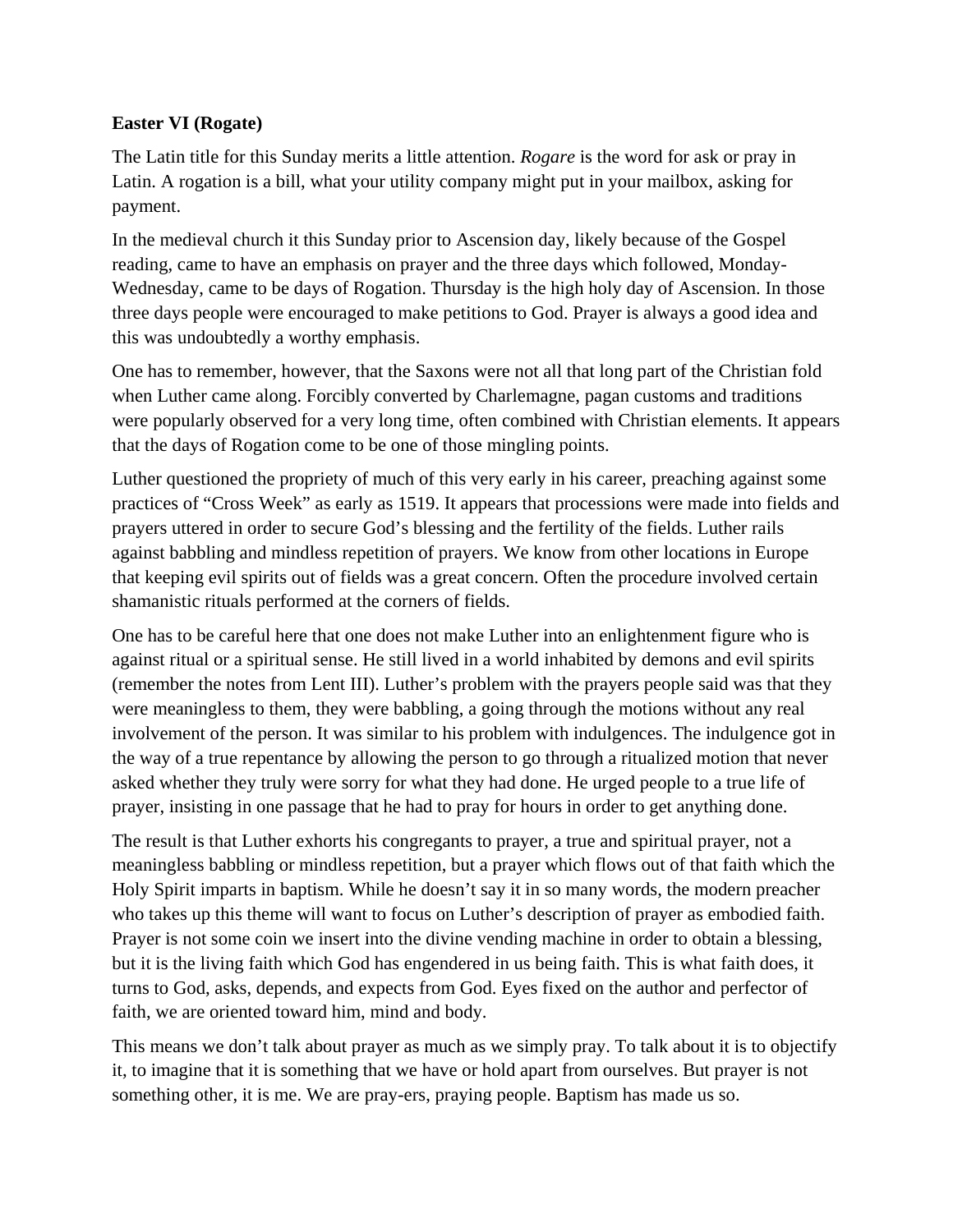**Easter VI (Rogate)**

The Latin title for this Sunday merits a little attention. *Rogare* is the word for ask or pray in Latin. A rogation is a bill, what your utility company might put in your mailbox, asking for payment.

In the medieval church it this Sunday prior to Ascension day, likely because of the Gospel reading, came to have an emphasis on prayer and the three days which followed, Monday-Wednesday, came to be days of Rogation. Thursday is the high holy day of Ascension. In those three days people were encouraged to make petitions to God. Prayer is always a good idea and this was undoubtedly a worthy emphasis.

One has to remember, however, that the Saxons were not all that long part of the Christian fold when Luther came along. Forcibly converted by Charlemagne, pagan customs and traditions were popularly observed for a very long time, often combined with Christian elements. It appears that the days of Rogation come to be one of those mingling points.

Luther questioned the propriety of much of this very early in his career, preaching against some practices of "Cross Week" as early as 1519. It appears that processions were made into fields and prayers uttered in order to secure God's blessing and the fertility of the fields. Luther rails against babbling and mindless repetition of prayers. We know from other locations in Europe that keeping evil spirits out of fields was a great concern. Often the procedure involved certain shamanistic rituals performed at the corners of fields.

One has to be careful here that one does not make Luther into an enlightenment figure who is against ritual or a spiritual sense. He still lived in a world inhabited by demons and evil spirits (remember the notes from Lent III). Luther's problem with the prayers people said was that they were meaningless to them, they were babbling, a going through the motions without any real involvement of the person. It was similar to his problem with indulgences. The indulgence got in the way of a true repentance by allowing the person to go through a ritualized motion that never asked whether they truly were sorry for what they had done. He urged people to a true life of prayer, insisting in one passage that he had to pray for hours in order to get anything done.

The result is that Luther exhorts his congregants to prayer, a true and spiritual prayer, not a meaningless babbling or mindless repetition, but a prayer which flows out of that faith which the Holy Spirit imparts in baptism. While he doesn't say it in so many words, the modern preacher who takes up this theme will want to focus on Luther's description of prayer as embodied faith. Prayer is not some coin we insert into the divine vending machine in order to obtain a blessing, but it is the living faith which God has engendered in us being faith. This is what faith does, it turns to God, asks, depends, and expects from God. Eyes fixed on the author and perfector of faith, we are oriented toward him, mind and body.

This means we don't talk about prayer as much as we simply pray. To talk about it is to objectify it, to imagine that it is something that we have or hold apart from ourselves. But prayer is not something other, it is me. We are pray-ers, praying people. Baptism has made us so.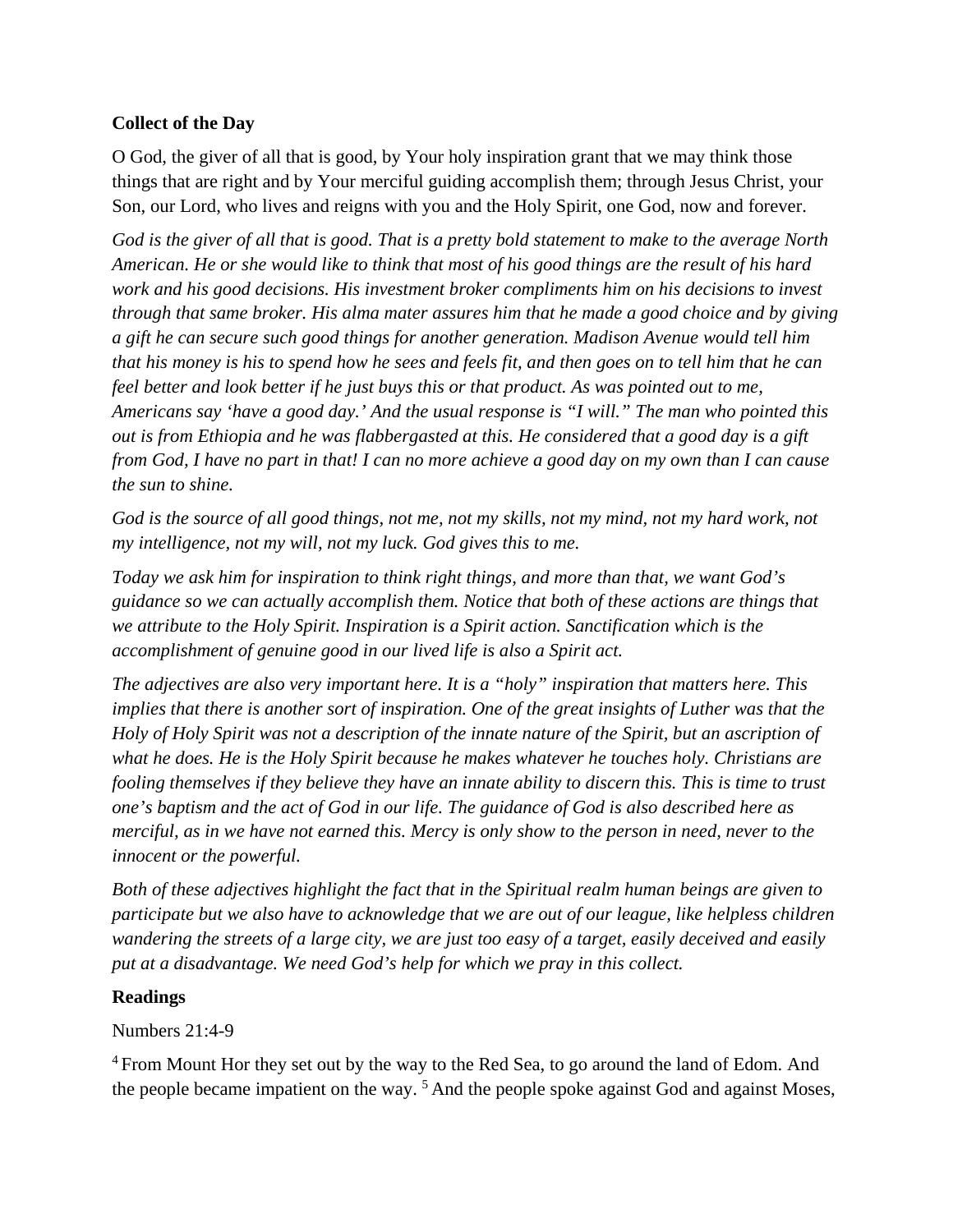**Collect of the Day**

O God, the giver of all that is good, by Your holy inspiration grant that we may think those things that are right and by Your merciful guiding accomplish them; through Jesus Christ, your Son, our Lord, who lives and reigns with you and the Holy Spirit, one God, now and forever.

*God is the giver of all that is good. That is a pretty bold statement to make to the average North American. He or she would like to think that most of his good things are the result of his hard work and his good decisions. His investment broker compliments him on his decisions to invest through that same broker. His alma mater assures him that he made a good choice and by giving a gift he can secure such good things for another generation. Madison Avenue would tell him that his money is his to spend how he sees and feels fit, and then goes on to tell him that he can feel better and look better if he just buys this or that product. As was pointed out to me, Americans say 'have a good day.' And the usual response is "I will." The man who pointed this out is from Ethiopia and he was flabbergasted at this. He considered that a good day is a gift from God, I have no part in that! I can no more achieve a good day on my own than I can cause the sun to shine.*

*God is the source of all good things, not me, not my skills, not my mind, not my hard work, not my intelligence, not my will, not my luck. God gives this to me.*

*Today we ask him for inspiration to think right things, and more than that, we want God's guidance so we can actually accomplish them. Notice that both of these actions are things that we attribute to the Holy Spirit. Inspiration is a Spirit action. Sanctification which is the accomplishment of genuine good in our lived life is also a Spirit act.*

*The adjectives are also very important here. It is a "holy" inspiration that matters here. This implies that there is another sort of inspiration. One of the great insights of Luther was that the Holy of Holy Spirit was not a description of the innate nature of the Spirit, but an ascription of what he does. He is the Holy Spirit because he makes whatever he touches holy. Christians are fooling themselves if they believe they have an innate ability to discern this. This is time to trust one's baptism and the act of God in our life. The guidance of God is also described here as merciful, as in we have not earned this. Mercy is only show to the person in need, never to the innocent or the powerful.*

*Both of these adjectives highlight the fact that in the Spiritual realm human beings are given to participate but we also have to acknowledge that we are out of our league, like helpless children wandering the streets of a large city, we are just too easy of a target, easily deceived and easily put at a disadvantage. We need God's help for which we pray in this collect.*

**Readings**

Numbers 21:4-9

[4] From Mount Hor they set out by the way to the Red Sea, to go around the land of Edom. And the people became impatient on the way. [5] And the people spoke against God and against Moses,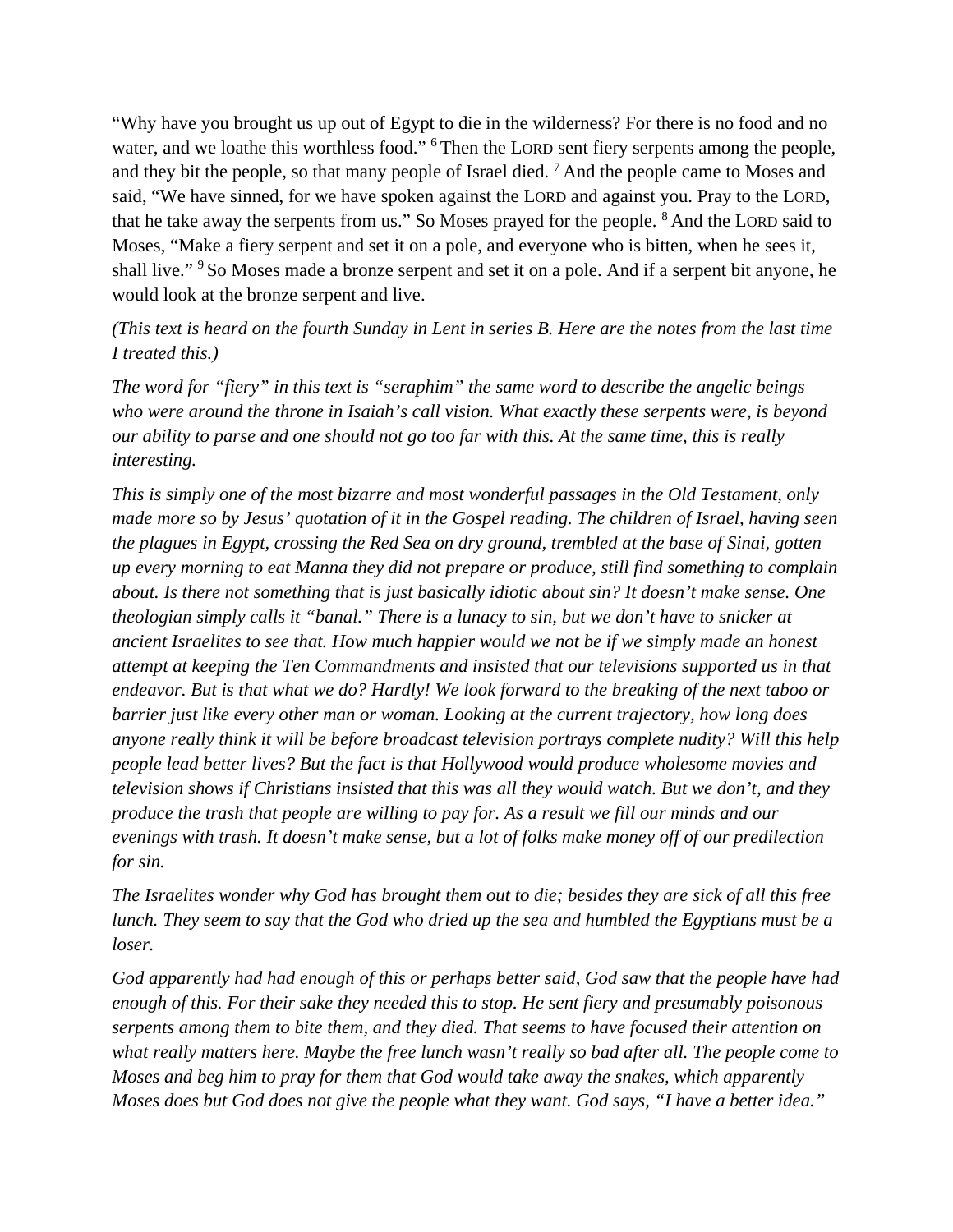"Why have you brought us up out of Egypt to die in the wilderness? For there is no food and no water, and we loathe this worthless food." [6] Then the LORD sent fiery serpents among the people, and they bit the people, so that many people of Israel died. [7] And the people came to Moses and said, "We have sinned, for we have spoken against the LORD and against you. Pray to the LORD, that he take away the serpents from us." So Moses prayed for the people. [8] And the LORD said to Moses, "Make a fiery serpent and set it on a pole, and everyone who is bitten, when he sees it, shall live." [9] So Moses made a bronze serpent and set it on a pole. And if a serpent bit anyone, he would look at the bronze serpent and live.

*(This text is heard on the fourth Sunday in Lent in series B. Here are the notes from the last time I treated this.)*

*The word for "fiery" in this text is "seraphim" the same word to describe the angelic beings who were around the throne in Isaiah's call vision. What exactly these serpents were, is beyond our ability to parse and one should not go too far with this. At the same time, this is really interesting.*

*This is simply one of the most bizarre and most wonderful passages in the Old Testament, only made more so by Jesus' quotation of it in the Gospel reading. The children of Israel, having seen the plagues in Egypt, crossing the Red Sea on dry ground, trembled at the base of Sinai, gotten up every morning to eat Manna they did not prepare or produce, still find something to complain about. Is there not something that is just basically idiotic about sin? It doesn't make sense. One theologian simply calls it "banal." There is a lunacy to sin, but we don't have to snicker at ancient Israelites to see that. How much happier would we not be if we simply made an honest attempt at keeping the Ten Commandments and insisted that our televisions supported us in that endeavor. But is that what we do? Hardly! We look forward to the breaking of the next taboo or barrier just like every other man or woman. Looking at the current trajectory, how long does anyone really think it will be before broadcast television portrays complete nudity? Will this help people lead better lives? But the fact is that Hollywood would produce wholesome movies and television shows if Christians insisted that this was all they would watch. But we don't, and they produce the trash that people are willing to pay for. As a result we fill our minds and our evenings with trash. It doesn't make sense, but a lot of folks make money off of our predilection for sin.*

*The Israelites wonder why God has brought them out to die; besides they are sick of all this free lunch. They seem to say that the God who dried up the sea and humbled the Egyptians must be a loser.*

*God apparently had had enough of this or perhaps better said, God saw that the people have had enough of this. For their sake they needed this to stop. He sent fiery and presumably poisonous serpents among them to bite them, and they died. That seems to have focused their attention on what really matters here. Maybe the free lunch wasn't really so bad after all. The people come to Moses and beg him to pray for them that God would take away the snakes, which apparently Moses does but God does not give the people what they want. God says, "I have a better idea."*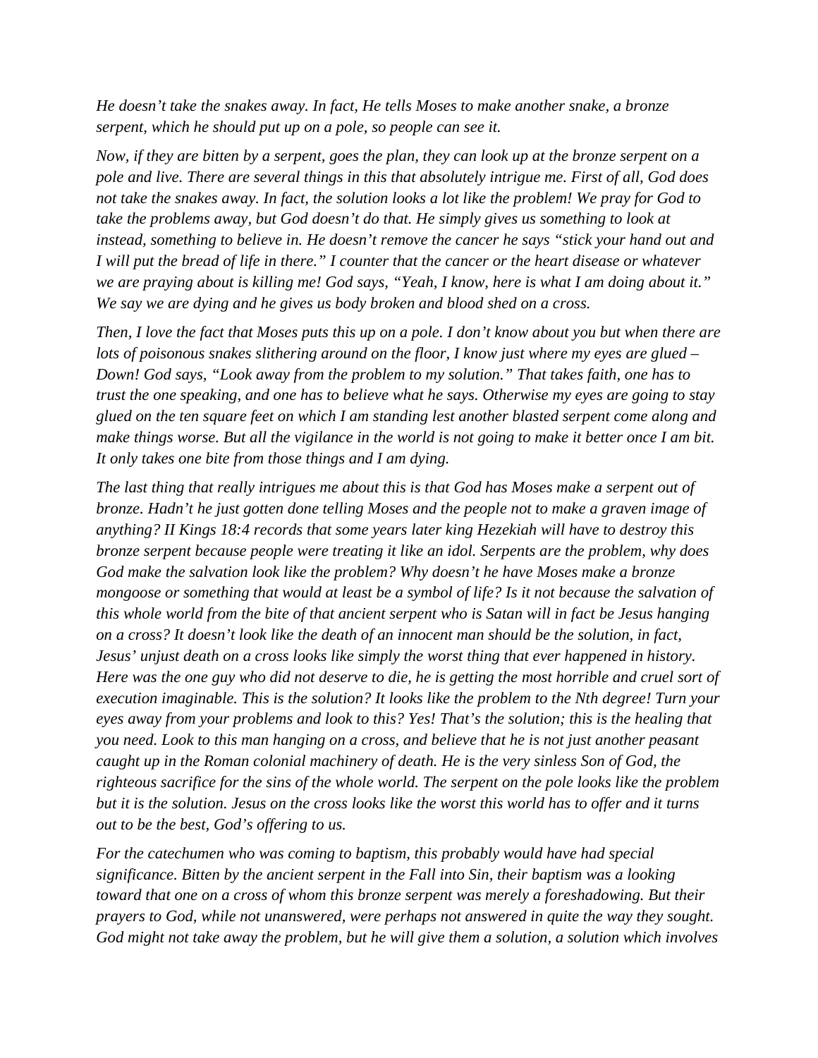*He doesn't take the snakes away. In fact, He tells Moses to make another snake, a bronze serpent, which he should put up on a pole, so people can see it.*

*Now, if they are bitten by a serpent, goes the plan, they can look up at the bronze serpent on a pole and live. There are several things in this that absolutely intrigue me. First of all, God does not take the snakes away. In fact, the solution looks a lot like the problem! We pray for God to take the problems away, but God doesn't do that. He simply gives us something to look at instead, something to believe in. He doesn't remove the cancer he says "stick your hand out and I will put the bread of life in there." I counter that the cancer or the heart disease or whatever we are praying about is killing me! God says, "Yeah, I know, here is what I am doing about it." We say we are dying and he gives us body broken and blood shed on a cross.*

*Then, I love the fact that Moses puts this up on a pole. I don't know about you but when there are lots of poisonous snakes slithering around on the floor, I know just where my eyes are glued – Down! God says, "Look away from the problem to my solution." That takes faith, one has to trust the one speaking, and one has to believe what he says. Otherwise my eyes are going to stay glued on the ten square feet on which I am standing lest another blasted serpent come along and make things worse. But all the vigilance in the world is not going to make it better once I am bit. It only takes one bite from those things and I am dying.*

*The last thing that really intrigues me about this is that God has Moses make a serpent out of bronze. Hadn't he just gotten done telling Moses and the people not to make a graven image of anything? II Kings 18:4 records that some years later king Hezekiah will have to destroy this bronze serpent because people were treating it like an idol. Serpents are the problem, why does God make the salvation look like the problem? Why doesn't he have Moses make a bronze mongoose or something that would at least be a symbol of life? Is it not because the salvation of this whole world from the bite of that ancient serpent who is Satan will in fact be Jesus hanging on a cross? It doesn't look like the death of an innocent man should be the solution, in fact, Jesus' unjust death on a cross looks like simply the worst thing that ever happened in history. Here was the one guy who did not deserve to die, he is getting the most horrible and cruel sort of execution imaginable. This is the solution? It looks like the problem to the Nth degree! Turn your eyes away from your problems and look to this? Yes! That's the solution; this is the healing that you need. Look to this man hanging on a cross, and believe that he is not just another peasant caught up in the Roman colonial machinery of death. He is the very sinless Son of God, the righteous sacrifice for the sins of the whole world. The serpent on the pole looks like the problem but it is the solution. Jesus on the cross looks like the worst this world has to offer and it turns out to be the best, God's offering to us.*

*For the catechumen who was coming to baptism, this probably would have had special significance. Bitten by the ancient serpent in the Fall into Sin, their baptism was a looking toward that one on a cross of whom this bronze serpent was merely a foreshadowing. But their prayers to God, while not unanswered, were perhaps not answered in quite the way they sought. God might not take away the problem, but he will give them a solution, a solution which involves*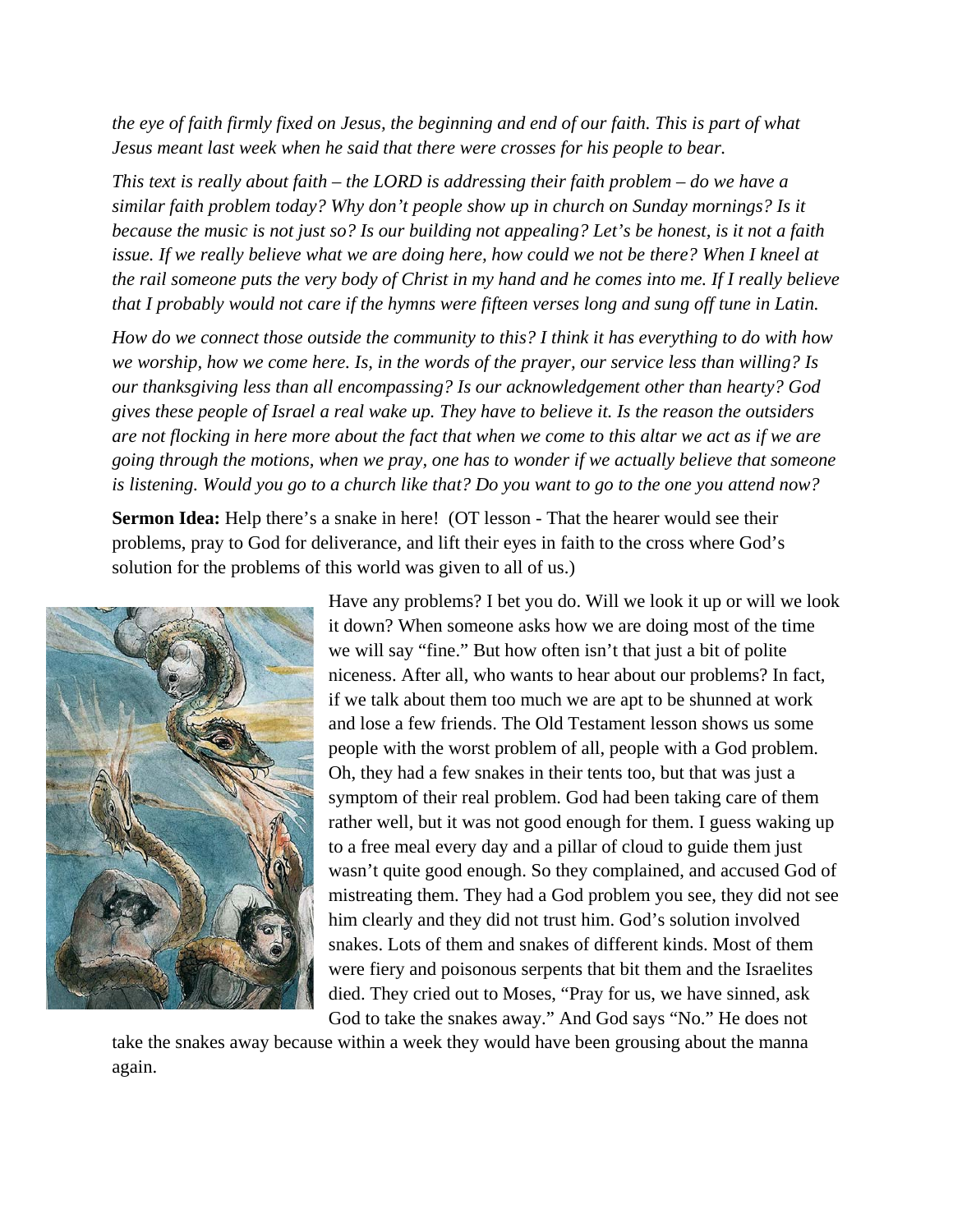*the eye of faith firmly fixed on Jesus, the beginning and end of our faith. This is part of what Jesus meant last week when he said that there were crosses for his people to bear.*

*This text is really about faith – the LORD is addressing their faith problem – do we have a similar faith problem today? Why don't people show up in church on Sunday mornings? Is it because the music is not just so? Is our building not appealing? Let's be honest, is it not a faith issue. If we really believe what we are doing here, how could we not be there? When I kneel at the rail someone puts the very body of Christ in my hand and he comes into me. If I really believe that I probably would not care if the hymns were fifteen verses long and sung off tune in Latin.*

*How do we connect those outside the community to this? I think it has everything to do with how we worship, how we come here. Is, in the words of the prayer, our service less than willing? Is our thanksgiving less than all encompassing? Is our acknowledgement other than hearty? God gives these people of Israel a real wake up. They have to believe it. Is the reason the outsiders are not flocking in here more about the fact that when we come to this altar we act as if we are going through the motions, when we pray, one has to wonder if we actually believe that someone is listening. Would you go to a church like that? Do you want to go to the one you attend now?*

**Sermon Idea:** Help there's a snake in here! (OT lesson - That the hearer would see their problems, pray to God for deliverance, and lift their eyes in faith to the cross where God's solution for the problems of this world was given to all of us.)

Have any problems? I bet you do. Will we look it up or will we look it down? When someone asks how we are doing most of the time we will say "fine." But how often isn't that just a bit of polite niceness. After all, who wants to hear about our problems? In fact, if we talk about them too much we are apt to be shunned at work and lose a few friends. The Old Testament lesson shows us some people with the worst problem of all, people with a God problem. Oh, they had a few snakes in their tents too, but that was just a symptom of their real problem. God had been taking care of them rather well, but it was not good enough for them. I guess waking up to a free meal every day and a pillar of cloud to guide them just wasn't quite good enough. So they complained, and accused God of mistreating them. They had a God problem you see, they did not see him clearly and they did not trust him. God's solution involved snakes. Lots of them and snakes of different kinds. Most of them were fiery and poisonous serpents that bit them and the Israelites died. They cried out to Moses, "Pray for us, we have sinned, ask God to take the snakes away." And God says "No." He does not take the snakes away because within a week they would have been grousing about the manna again.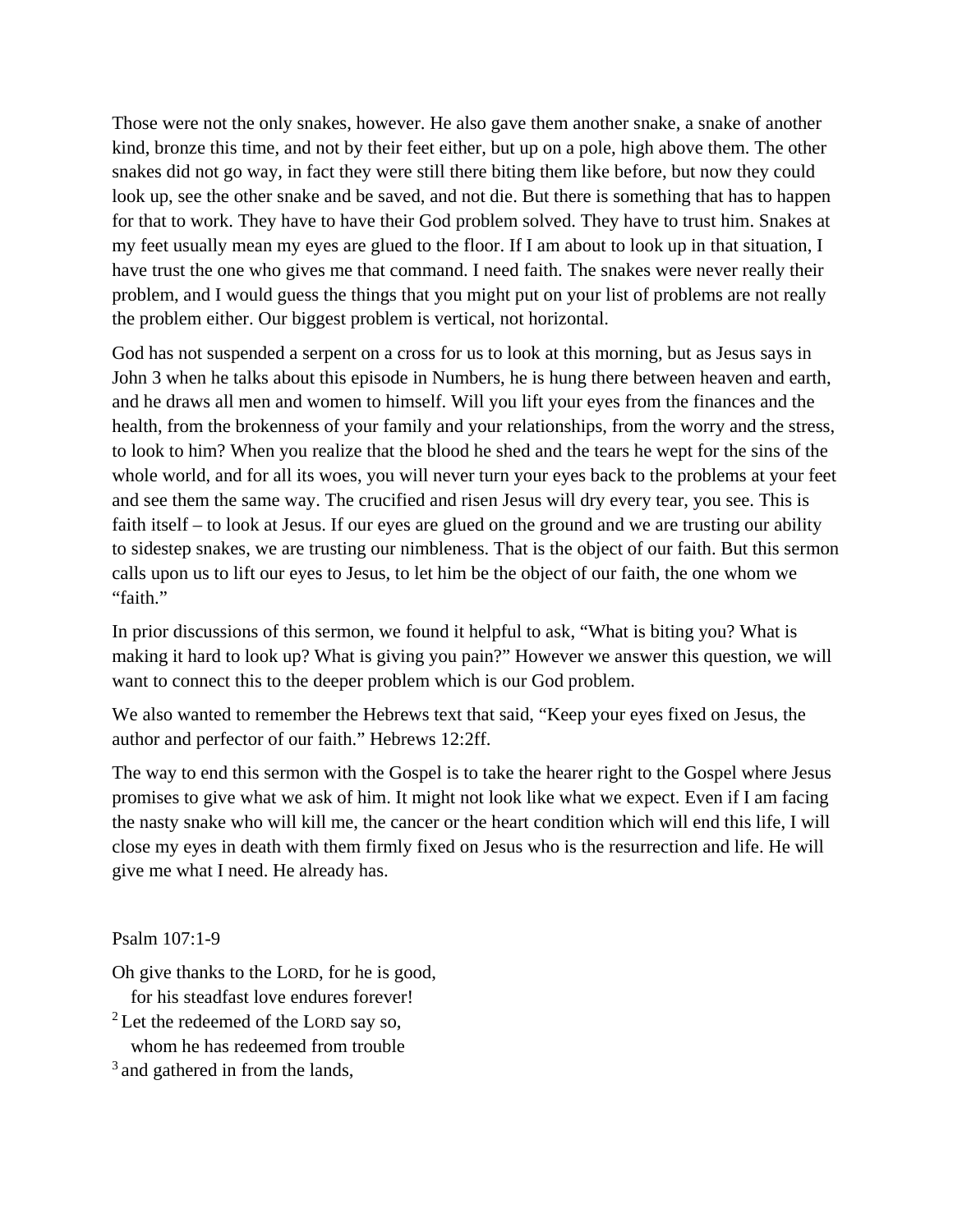Those were not the only snakes, however. He also gave them another snake, a snake of another kind, bronze this time, and not by their feet either, but up on a pole, high above them. The other snakes did not go way, in fact they were still there biting them like before, but now they could look up, see the other snake and be saved, and not die. But there is something that has to happen for that to work. They have to have their God problem solved. They have to trust him. Snakes at my feet usually mean my eyes are glued to the floor. If I am about to look up in that situation, I have trust the one who gives me that command. I need faith. The snakes were never really their problem, and I would guess the things that you might put on your list of problems are not really the problem either. Our biggest problem is vertical, not horizontal.

God has not suspended a serpent on a cross for us to look at this morning, but as Jesus says in John 3 when he talks about this episode in Numbers, he is hung there between heaven and earth, and he draws all men and women to himself. Will you lift your eyes from the finances and the health, from the brokenness of your family and your relationships, from the worry and the stress, to look to him? When you realize that the blood he shed and the tears he wept for the sins of the whole world, and for all its woes, you will never turn your eyes back to the problems at your feet and see them the same way. The crucified and risen Jesus will dry every tear, you see. This is faith itself – to look at Jesus. If our eyes are glued on the ground and we are trusting our ability to sidestep snakes, we are trusting our nimbleness. That is the object of our faith. But this sermon calls upon us to lift our eyes to Jesus, to let him be the object of our faith, the one whom we "faith."

In prior discussions of this sermon, we found it helpful to ask, "What is biting you? What is making it hard to look up? What is giving you pain?" However we answer this question, we will want to connect this to the deeper problem which is our God problem.

We also wanted to remember the Hebrews text that said, "Keep your eyes fixed on Jesus, the author and perfector of our faith." Hebrews 12:2ff.

The way to end this sermon with the Gospel is to take the hearer right to the Gospel where Jesus promises to give what we ask of him. It might not look like what we expect. Even if I am facing the nasty snake who will kill me, the cancer or the heart condition which will end this life, I will close my eyes in death with them firmly fixed on Jesus who is the resurrection and life. He will give me what I need. He already has.

Psalm 107:1-9

Oh give thanks to the LORD, for he is good,
for his steadfast love endures forever!
[2] Let the redeemed of the LORD say so,
whom he has redeemed from trouble
[3] and gathered in from the lands,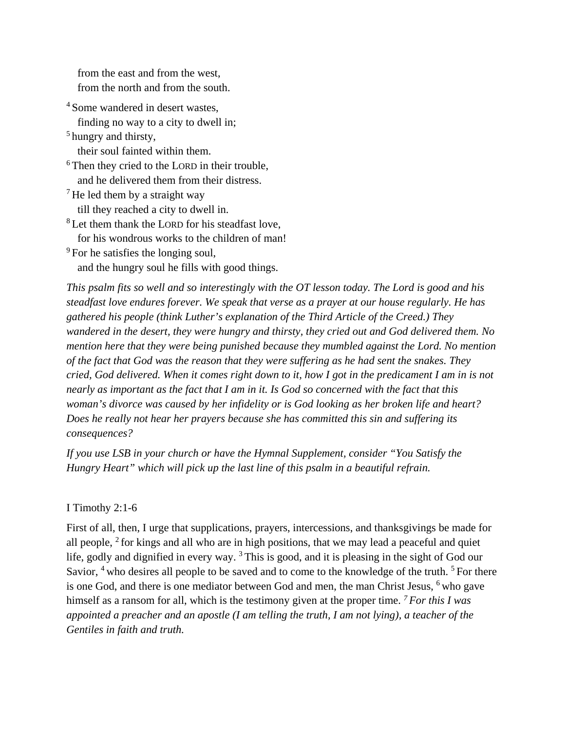from the east and from the west,
from the north and from the south.

[4] Some wandered in desert wastes,
finding no way to a city to dwell in;
[5] hungry and thirsty,
their soul fainted within them.
[6] Then they cried to the LORD in their trouble,
and he delivered them from their distress.
[7] He led them by a straight way
till they reached a city to dwell in.
[8] Let them thank the LORD for his steadfast love,
for his wondrous works to the children of man!
[9] For he satisfies the longing soul,
and the hungry soul he fills with good things.

*This psalm fits so well and so interestingly with the OT lesson today. The Lord is good and his steadfast love endures forever. We speak that verse as a prayer at our house regularly. He has gathered his people (think Luther's explanation of the Third Article of the Creed.) They wandered in the desert, they were hungry and thirsty, they cried out and God delivered them. No mention here that they were being punished because they mumbled against the Lord. No mention of the fact that God was the reason that they were suffering as he had sent the snakes. They cried, God delivered. When it comes right down to it, how I got in the predicament I am in is not nearly as important as the fact that I am in it. Is God so concerned with the fact that this woman's divorce was caused by her infidelity or is God looking as her broken life and heart? Does he really not hear her prayers because she has committed this sin and suffering its consequences?*

*If you use LSB in your church or have the Hymnal Supplement, consider "You Satisfy the Hungry Heart" which will pick up the last line of this psalm in a beautiful refrain.*

I Timothy 2:1-6

First of all, then, I urge that supplications, prayers, intercessions, and thanksgivings be made for all people, [2] for kings and all who are in high positions, that we may lead a peaceful and quiet life, godly and dignified in every way. [3] This is good, and it is pleasing in the sight of God our Savior, [4] who desires all people to be saved and to come to the knowledge of the truth. [5] For there is one God, and there is one mediator between God and men, the man Christ Jesus, [6] who gave himself as a ransom for all, which is the testimony given at the proper time. *[7] For this I was appointed a preacher and an apostle (I am telling the truth, I am not lying), a teacher of the Gentiles in faith and truth.*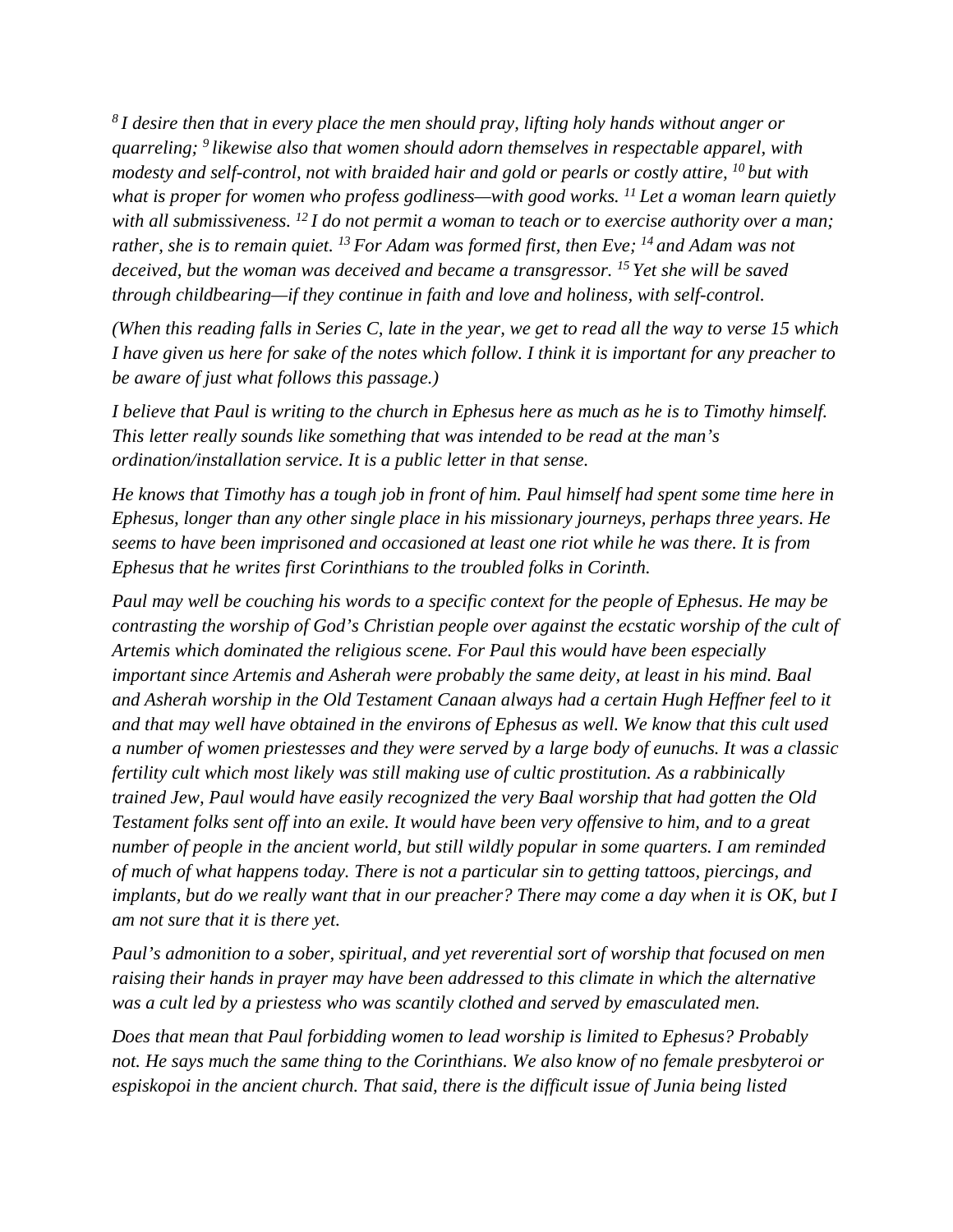*[8] I desire then that in every place the men should pray, lifting holy hands without anger or quarreling; [9] likewise also that women should adorn themselves in respectable apparel, with modesty and self-control, not with braided hair and gold or pearls or costly attire, [10] but with what is proper for women who profess godliness—with good works. [11] Let a woman learn quietly with all submissiveness. [12] I do not permit a woman to teach or to exercise authority over a man; rather, she is to remain quiet. [13] For Adam was formed first, then Eve; [14] and Adam was not deceived, but the woman was deceived and became a transgressor. [15] Yet she will be saved through childbearing—if they continue in faith and love and holiness, with self-control.*

*(When this reading falls in Series C, late in the year, we get to read all the way to verse 15 which I have given us here for sake of the notes which follow. I think it is important for any preacher to be aware of just what follows this passage.)*

*I believe that Paul is writing to the church in Ephesus here as much as he is to Timothy himself. This letter really sounds like something that was intended to be read at the man's ordination/installation service. It is a public letter in that sense.*

*He knows that Timothy has a tough job in front of him. Paul himself had spent some time here in Ephesus, longer than any other single place in his missionary journeys, perhaps three years. He seems to have been imprisoned and occasioned at least one riot while he was there. It is from Ephesus that he writes first Corinthians to the troubled folks in Corinth.*

*Paul may well be couching his words to a specific context for the people of Ephesus. He may be contrasting the worship of God's Christian people over against the ecstatic worship of the cult of Artemis which dominated the religious scene. For Paul this would have been especially important since Artemis and Asherah were probably the same deity, at least in his mind. Baal and Asherah worship in the Old Testament Canaan always had a certain Hugh Heffner feel to it and that may well have obtained in the environs of Ephesus as well. We know that this cult used a number of women priestesses and they were served by a large body of eunuchs. It was a classic fertility cult which most likely was still making use of cultic prostitution. As a rabbinically trained Jew, Paul would have easily recognized the very Baal worship that had gotten the Old Testament folks sent off into an exile. It would have been very offensive to him, and to a great number of people in the ancient world, but still wildly popular in some quarters. I am reminded of much of what happens today. There is not a particular sin to getting tattoos, piercings, and implants, but do we really want that in our preacher? There may come a day when it is OK, but I am not sure that it is there yet.*

*Paul's admonition to a sober, spiritual, and yet reverential sort of worship that focused on men raising their hands in prayer may have been addressed to this climate in which the alternative was a cult led by a priestess who was scantily clothed and served by emasculated men.*

*Does that mean that Paul forbidding women to lead worship is limited to Ephesus? Probably not. He says much the same thing to the Corinthians. We also know of no female presbyteroi or espiskopoi in the ancient church. That said, there is the difficult issue of Junia being listed*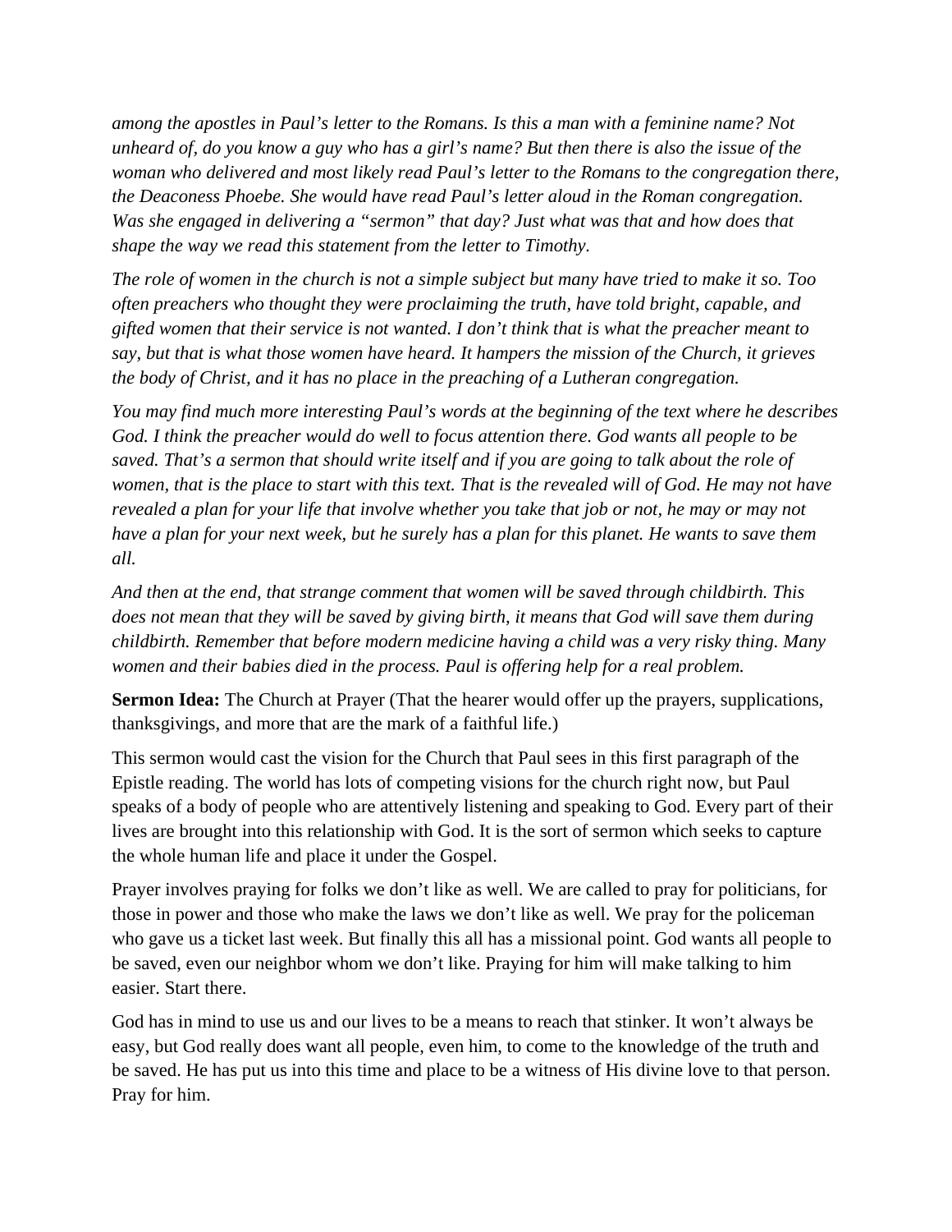*among the apostles in Paul's letter to the Romans. Is this a man with a feminine name? Not unheard of, do you know a guy who has a girl's name? But then there is also the issue of the woman who delivered and most likely read Paul's letter to the Romans to the congregation there, the Deaconess Phoebe. She would have read Paul's letter aloud in the Roman congregation. Was she engaged in delivering a "sermon" that day? Just what was that and how does that shape the way we read this statement from the letter to Timothy.*

*The role of women in the church is not a simple subject but many have tried to make it so. Too often preachers who thought they were proclaiming the truth, have told bright, capable, and gifted women that their service is not wanted. I don't think that is what the preacher meant to say, but that is what those women have heard. It hampers the mission of the Church, it grieves the body of Christ, and it has no place in the preaching of a Lutheran congregation.*

*You may find much more interesting Paul's words at the beginning of the text where he describes God. I think the preacher would do well to focus attention there. God wants all people to be saved. That's a sermon that should write itself and if you are going to talk about the role of women, that is the place to start with this text. That is the revealed will of God. He may not have revealed a plan for your life that involve whether you take that job or not, he may or may not have a plan for your next week, but he surely has a plan for this planet. He wants to save them all.*

*And then at the end, that strange comment that women will be saved through childbirth. This does not mean that they will be saved by giving birth, it means that God will save them during childbirth. Remember that before modern medicine having a child was a very risky thing. Many women and their babies died in the process. Paul is offering help for a real problem.*

**Sermon Idea:** The Church at Prayer (That the hearer would offer up the prayers, supplications, thanksgivings, and more that are the mark of a faithful life.)

This sermon would cast the vision for the Church that Paul sees in this first paragraph of the Epistle reading. The world has lots of competing visions for the church right now, but Paul speaks of a body of people who are attentively listening and speaking to God. Every part of their lives are brought into this relationship with God. It is the sort of sermon which seeks to capture the whole human life and place it under the Gospel.

Prayer involves praying for folks we don't like as well. We are called to pray for politicians, for those in power and those who make the laws we don't like as well. We pray for the policeman who gave us a ticket last week. But finally this all has a missional point. God wants all people to be saved, even our neighbor whom we don't like. Praying for him will make talking to him easier. Start there.

God has in mind to use us and our lives to be a means to reach that stinker. It won't always be easy, but God really does want all people, even him, to come to the knowledge of the truth and be saved. He has put us into this time and place to be a witness of His divine love to that person. Pray for him.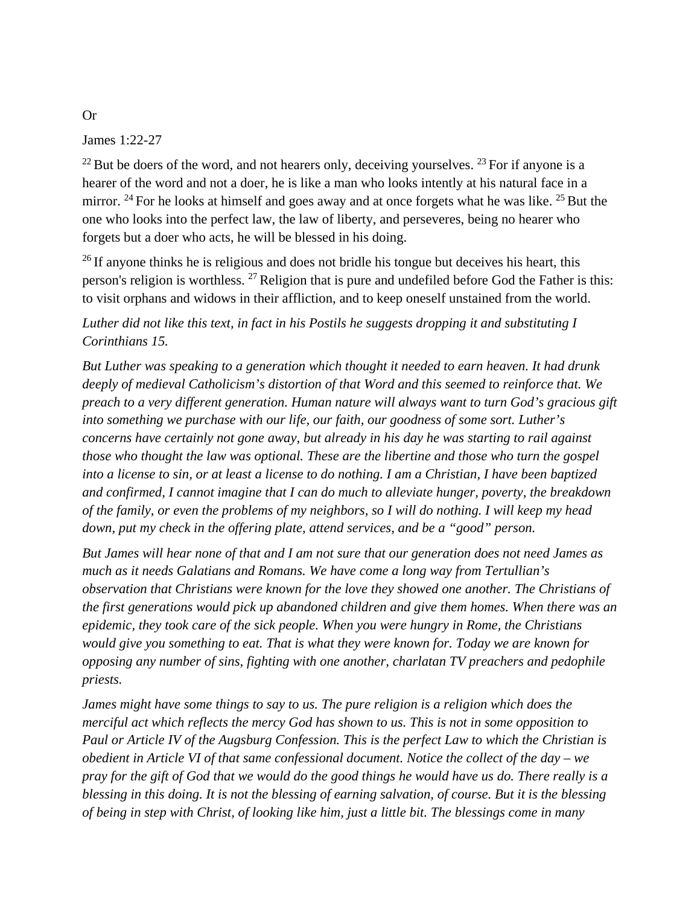Or

James 1:22-27

[22] But be doers of the word, and not hearers only, deceiving yourselves. [23] For if anyone is a hearer of the word and not a doer, he is like a man who looks intently at his natural face in a mirror. [24] For he looks at himself and goes away and at once forgets what he was like. [25] But the one who looks into the perfect law, the law of liberty, and perseveres, being no hearer who forgets but a doer who acts, he will be blessed in his doing.

[26] If anyone thinks he is religious and does not bridle his tongue but deceives his heart, this person's religion is worthless. [27] Religion that is pure and undefiled before God the Father is this: to visit orphans and widows in their affliction, and to keep oneself unstained from the world.

*Luther did not like this text, in fact in his Postils he suggests dropping it and substituting I Corinthians 15.*

*But Luther was speaking to a generation which thought it needed to earn heaven. It had drunk deeply of medieval Catholicism's distortion of that Word and this seemed to reinforce that. We preach to a very different generation. Human nature will always want to turn God's gracious gift into something we purchase with our life, our faith, our goodness of some sort. Luther's concerns have certainly not gone away, but already in his day he was starting to rail against those who thought the law was optional. These are the libertine and those who turn the gospel into a license to sin, or at least a license to do nothing. I am a Christian, I have been baptized and confirmed, I cannot imagine that I can do much to alleviate hunger, poverty, the breakdown of the family, or even the problems of my neighbors, so I will do nothing. I will keep my head down, put my check in the offering plate, attend services, and be a "good" person.*

*But James will hear none of that and I am not sure that our generation does not need James as much as it needs Galatians and Romans. We have come a long way from Tertullian's observation that Christians were known for the love they showed one another. The Christians of the first generations would pick up abandoned children and give them homes. When there was an epidemic, they took care of the sick people. When you were hungry in Rome, the Christians would give you something to eat. That is what they were known for. Today we are known for opposing any number of sins, fighting with one another, charlatan TV preachers and pedophile priests.*

*James might have some things to say to us. The pure religion is a religion which does the merciful act which reflects the mercy God has shown to us. This is not in some opposition to Paul or Article IV of the Augsburg Confession. This is the perfect Law to which the Christian is obedient in Article VI of that same confessional document. Notice the collect of the day – we pray for the gift of God that we would do the good things he would have us do. There really is a blessing in this doing. It is not the blessing of earning salvation, of course. But it is the blessing of being in step with Christ, of looking like him, just a little bit. The blessings come in many*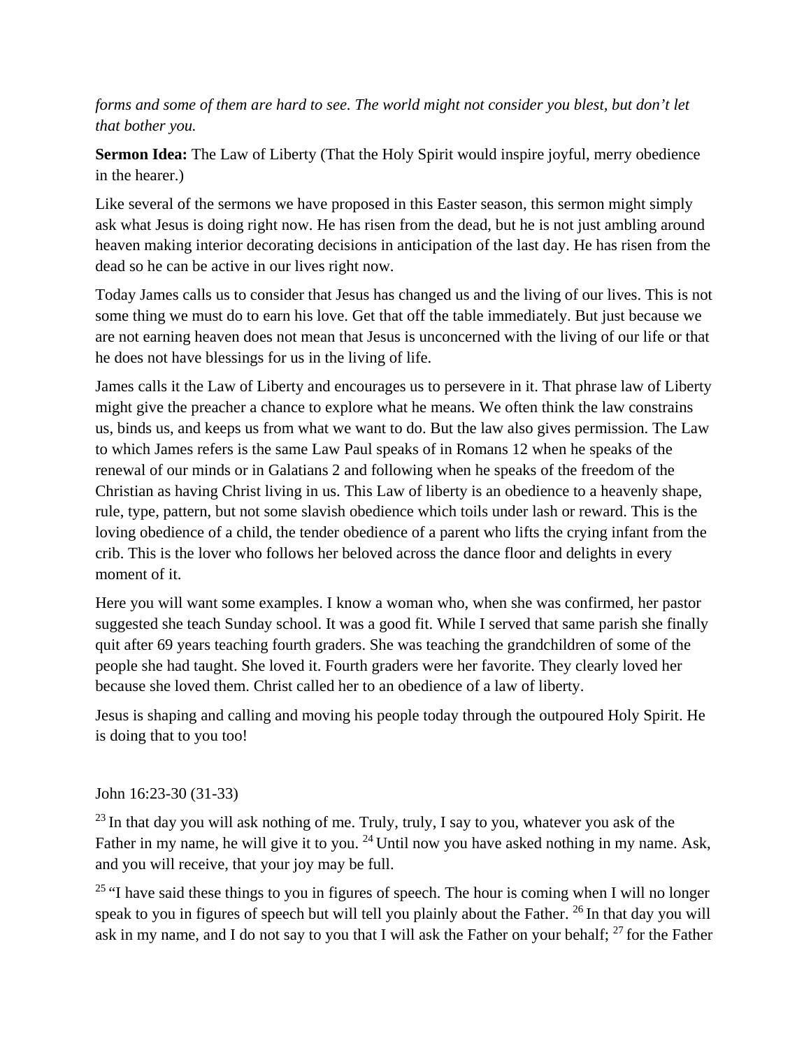*forms and some of them are hard to see. The world might not consider you blest, but don't let that bother you.*

**Sermon Idea:** The Law of Liberty (That the Holy Spirit would inspire joyful, merry obedience in the hearer.)

Like several of the sermons we have proposed in this Easter season, this sermon might simply ask what Jesus is doing right now. He has risen from the dead, but he is not just ambling around heaven making interior decorating decisions in anticipation of the last day. He has risen from the dead so he can be active in our lives right now.

Today James calls us to consider that Jesus has changed us and the living of our lives. This is not some thing we must do to earn his love. Get that off the table immediately. But just because we are not earning heaven does not mean that Jesus is unconcerned with the living of our life or that he does not have blessings for us in the living of life.

James calls it the Law of Liberty and encourages us to persevere in it. That phrase law of Liberty might give the preacher a chance to explore what he means. We often think the law constrains us, binds us, and keeps us from what we want to do. But the law also gives permission. The Law to which James refers is the same Law Paul speaks of in Romans 12 when he speaks of the renewal of our minds or in Galatians 2 and following when he speaks of the freedom of the Christian as having Christ living in us. This Law of liberty is an obedience to a heavenly shape, rule, type, pattern, but not some slavish obedience which toils under lash or reward. This is the loving obedience of a child, the tender obedience of a parent who lifts the crying infant from the crib. This is the lover who follows her beloved across the dance floor and delights in every moment of it.

Here you will want some examples. I know a woman who, when she was confirmed, her pastor suggested she teach Sunday school. It was a good fit. While I served that same parish she finally quit after 69 years teaching fourth graders. She was teaching the grandchildren of some of the people she had taught. She loved it. Fourth graders were her favorite. They clearly loved her because she loved them. Christ called her to an obedience of a law of liberty.

Jesus is shaping and calling and moving his people today through the outpoured Holy Spirit. He is doing that to you too!

John 16:23-30 (31-33)

[23] In that day you will ask nothing of me. Truly, truly, I say to you, whatever you ask of the Father in my name, he will give it to you. [24] Until now you have asked nothing in my name. Ask, and you will receive, that your joy may be full.

[25] "I have said these things to you in figures of speech. The hour is coming when I will no longer speak to you in figures of speech but will tell you plainly about the Father. [26] In that day you will ask in my name, and I do not say to you that I will ask the Father on your behalf; [27] for the Father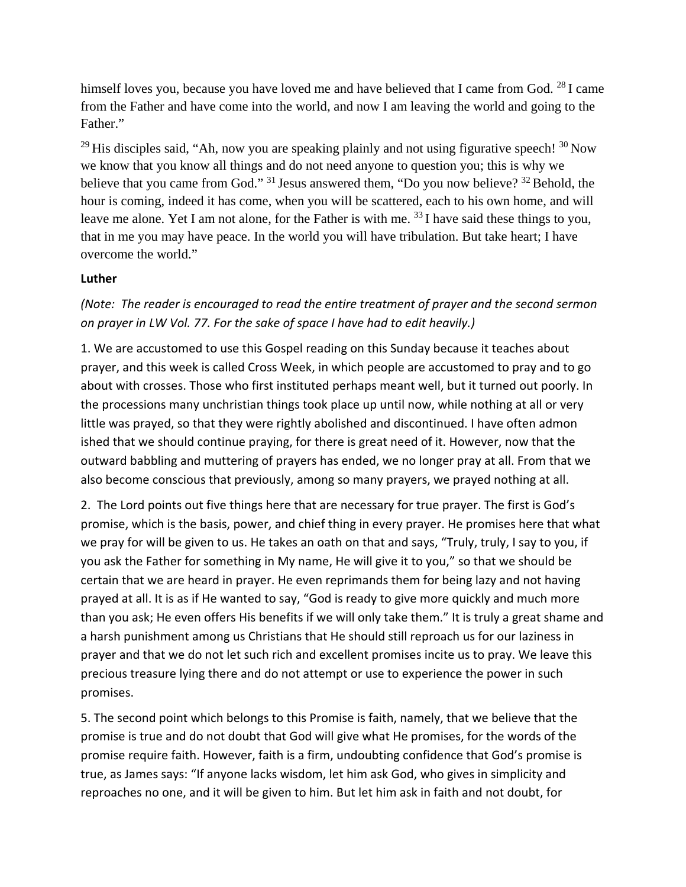himself loves you, because you have loved me and have believed that I came from God. [28] I came from the Father and have come into the world, and now I am leaving the world and going to the Father."

[29] His disciples said, "Ah, now you are speaking plainly and not using figurative speech! [30] Now we know that you know all things and do not need anyone to question you; this is why we believe that you came from God." [31] Jesus answered them, "Do you now believe? [32] Behold, the hour is coming, indeed it has come, when you will be scattered, each to his own home, and will leave me alone. Yet I am not alone, for the Father is with me. [33] I have said these things to you, that in me you may have peace. In the world you will have tribulation. But take heart; I have overcome the world."

**Luther**

*(Note: The reader is encouraged to read the entire treatment of prayer and the second sermon on prayer in LW Vol. 77. For the sake of space I have had to edit heavily.)*

1. We are accustomed to use this Gospel reading on this Sunday because it teaches about prayer, and this week is called Cross Week, in which people are accustomed to pray and to go about with crosses. Those who first instituted perhaps meant well, but it turned out poorly. In the processions many unchristian things took place up until now, while nothing at all or very little was prayed, so that they were rightly abolished and discontinued. I have often admon ished that we should continue praying, for there is great need of it. However, now that the outward babbling and muttering of prayers has ended, we no longer pray at all. From that we also become conscious that previously, among so many prayers, we prayed nothing at all.

2. The Lord points out five things here that are necessary for true prayer. The first is God's promise, which is the basis, power, and chief thing in every prayer. He promises here that what we pray for will be given to us. He takes an oath on that and says, "Truly, truly, I say to you, if you ask the Father for something in My name, He will give it to you," so that we should be certain that we are heard in prayer. He even reprimands them for being lazy and not having prayed at all. It is as if He wanted to say, "God is ready to give more quickly and much more than you ask; He even offers His benefits if we will only take them." It is truly a great shame and a harsh punishment among us Christians that He should still reproach us for our laziness in prayer and that we do not let such rich and excellent promises incite us to pray. We leave this precious treasure lying there and do not attempt or use to experience the power in such promises.

5. The second point which belongs to this Promise is faith, namely, that we believe that the promise is true and do not doubt that God will give what He promises, for the words of the promise require faith. However, faith is a firm, undoubting confidence that God's promise is true, as James says: "If anyone lacks wisdom, let him ask God, who gives in simplicity and reproaches no one, and it will be given to him. But let him ask in faith and not doubt, for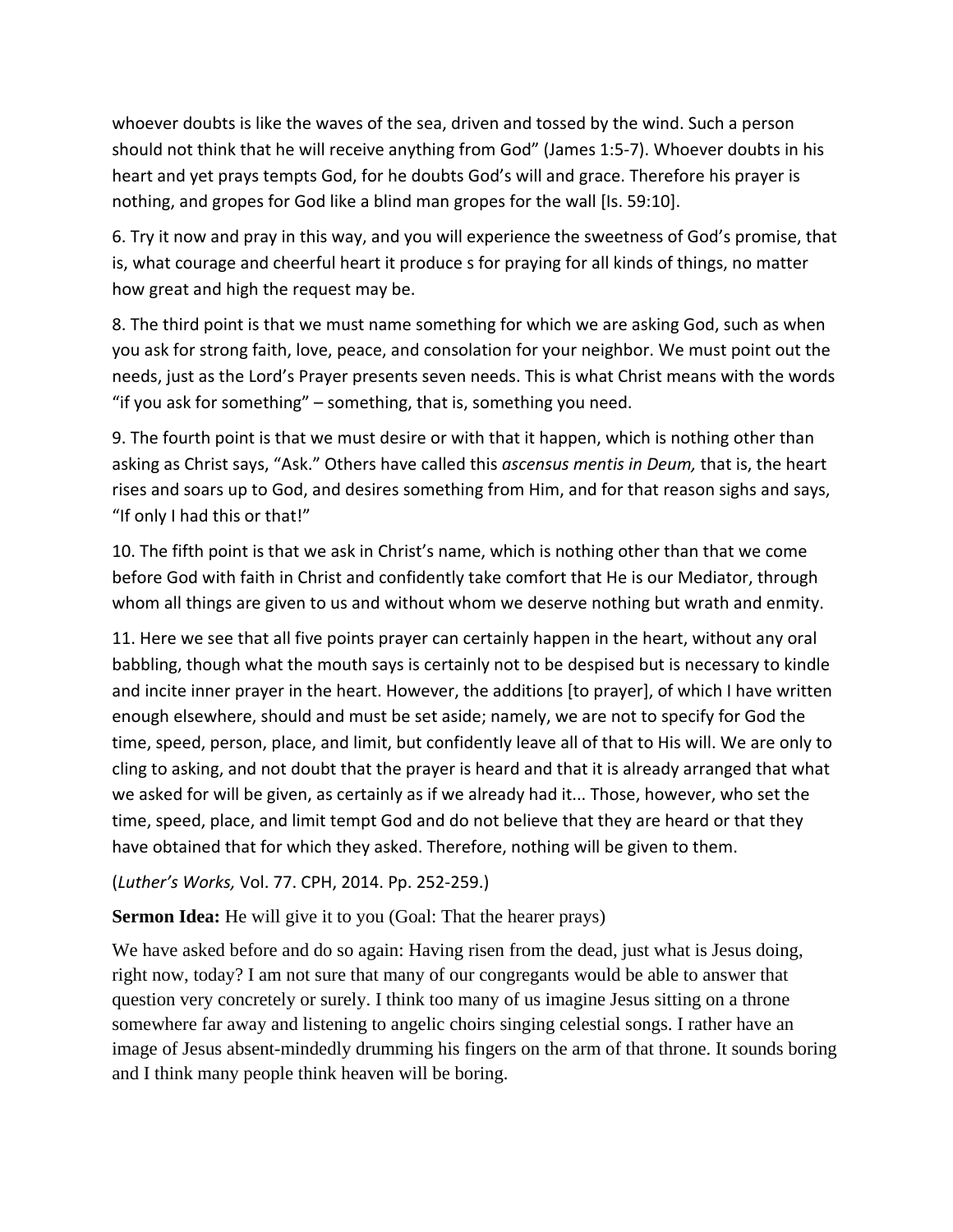whoever doubts is like the waves of the sea, driven and tossed by the wind. Such a person should not think that he will receive anything from God" (James 1:5-7). Whoever doubts in his heart and yet prays tempts God, for he doubts God's will and grace. Therefore his prayer is nothing, and gropes for God like a blind man gropes for the wall [Is. 59:10].

6. Try it now and pray in this way, and you will experience the sweetness of God's promise, that is, what courage and cheerful heart it produce s for praying for all kinds of things, no matter how great and high the request may be.

8. The third point is that we must name something for which we are asking God, such as when you ask for strong faith, love, peace, and consolation for your neighbor. We must point out the needs, just as the Lord's Prayer presents seven needs. This is what Christ means with the words "if you ask for something" – something, that is, something you need.

9. The fourth point is that we must desire or with that it happen, which is nothing other than asking as Christ says, "Ask." Others have called this *ascensus mentis in Deum,* that is, the heart rises and soars up to God, and desires something from Him, and for that reason sighs and says, "If only I had this or that!"

10. The fifth point is that we ask in Christ's name, which is nothing other than that we come before God with faith in Christ and confidently take comfort that He is our Mediator, through whom all things are given to us and without whom we deserve nothing but wrath and enmity.

11. Here we see that all five points prayer can certainly happen in the heart, without any oral babbling, though what the mouth says is certainly not to be despised but is necessary to kindle and incite inner prayer in the heart. However, the additions [to prayer], of which I have written enough elsewhere, should and must be set aside; namely, we are not to specify for God the time, speed, person, place, and limit, but confidently leave all of that to His will. We are only to cling to asking, and not doubt that the prayer is heard and that it is already arranged that what we asked for will be given, as certainly as if we already had it... Those, however, who set the time, speed, place, and limit tempt God and do not believe that they are heard or that they have obtained that for which they asked. Therefore, nothing will be given to them.

(*Luther's Works,* Vol. 77. CPH, 2014. Pp. 252-259.)

**Sermon Idea:** He will give it to you (Goal: That the hearer prays)

We have asked before and do so again: Having risen from the dead, just what is Jesus doing, right now, today? I am not sure that many of our congregants would be able to answer that question very concretely or surely. I think too many of us imagine Jesus sitting on a throne somewhere far away and listening to angelic choirs singing celestial songs. I rather have an image of Jesus absent-mindedly drumming his fingers on the arm of that throne. It sounds boring and I think many people think heaven will be boring.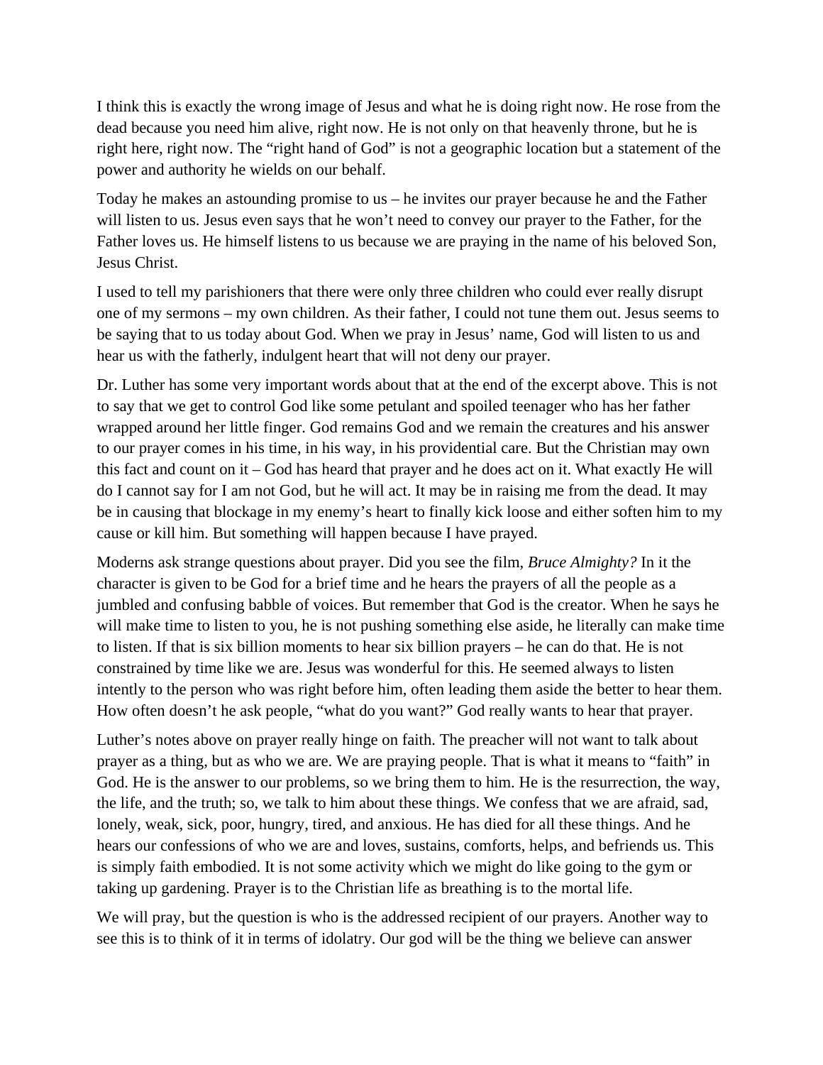I think this is exactly the wrong image of Jesus and what he is doing right now. He rose from the dead because you need him alive, right now. He is not only on that heavenly throne, but he is right here, right now. The "right hand of God" is not a geographic location but a statement of the power and authority he wields on our behalf.

Today he makes an astounding promise to us – he invites our prayer because he and the Father will listen to us. Jesus even says that he won't need to convey our prayer to the Father, for the Father loves us. He himself listens to us because we are praying in the name of his beloved Son, Jesus Christ.

I used to tell my parishioners that there were only three children who could ever really disrupt one of my sermons – my own children. As their father, I could not tune them out. Jesus seems to be saying that to us today about God. When we pray in Jesus' name, God will listen to us and hear us with the fatherly, indulgent heart that will not deny our prayer.

Dr. Luther has some very important words about that at the end of the excerpt above. This is not to say that we get to control God like some petulant and spoiled teenager who has her father wrapped around her little finger. God remains God and we remain the creatures and his answer to our prayer comes in his time, in his way, in his providential care. But the Christian may own this fact and count on it – God has heard that prayer and he does act on it. What exactly He will do I cannot say for I am not God, but he will act. It may be in raising me from the dead. It may be in causing that blockage in my enemy's heart to finally kick loose and either soften him to my cause or kill him. But something will happen because I have prayed.

Moderns ask strange questions about prayer. Did you see the film, *Bruce Almighty?* In it the character is given to be God for a brief time and he hears the prayers of all the people as a jumbled and confusing babble of voices. But remember that God is the creator. When he says he will make time to listen to you, he is not pushing something else aside, he literally can make time to listen. If that is six billion moments to hear six billion prayers – he can do that. He is not constrained by time like we are. Jesus was wonderful for this. He seemed always to listen intently to the person who was right before him, often leading them aside the better to hear them. How often doesn't he ask people, "what do you want?" God really wants to hear that prayer.

Luther's notes above on prayer really hinge on faith. The preacher will not want to talk about prayer as a thing, but as who we are. We are praying people. That is what it means to "faith" in God. He is the answer to our problems, so we bring them to him. He is the resurrection, the way, the life, and the truth; so, we talk to him about these things. We confess that we are afraid, sad, lonely, weak, sick, poor, hungry, tired, and anxious. He has died for all these things. And he hears our confessions of who we are and loves, sustains, comforts, helps, and befriends us. This is simply faith embodied. It is not some activity which we might do like going to the gym or taking up gardening. Prayer is to the Christian life as breathing is to the mortal life.

We will pray, but the question is who is the addressed recipient of our prayers. Another way to see this is to think of it in terms of idolatry. Our god will be the thing we believe can answer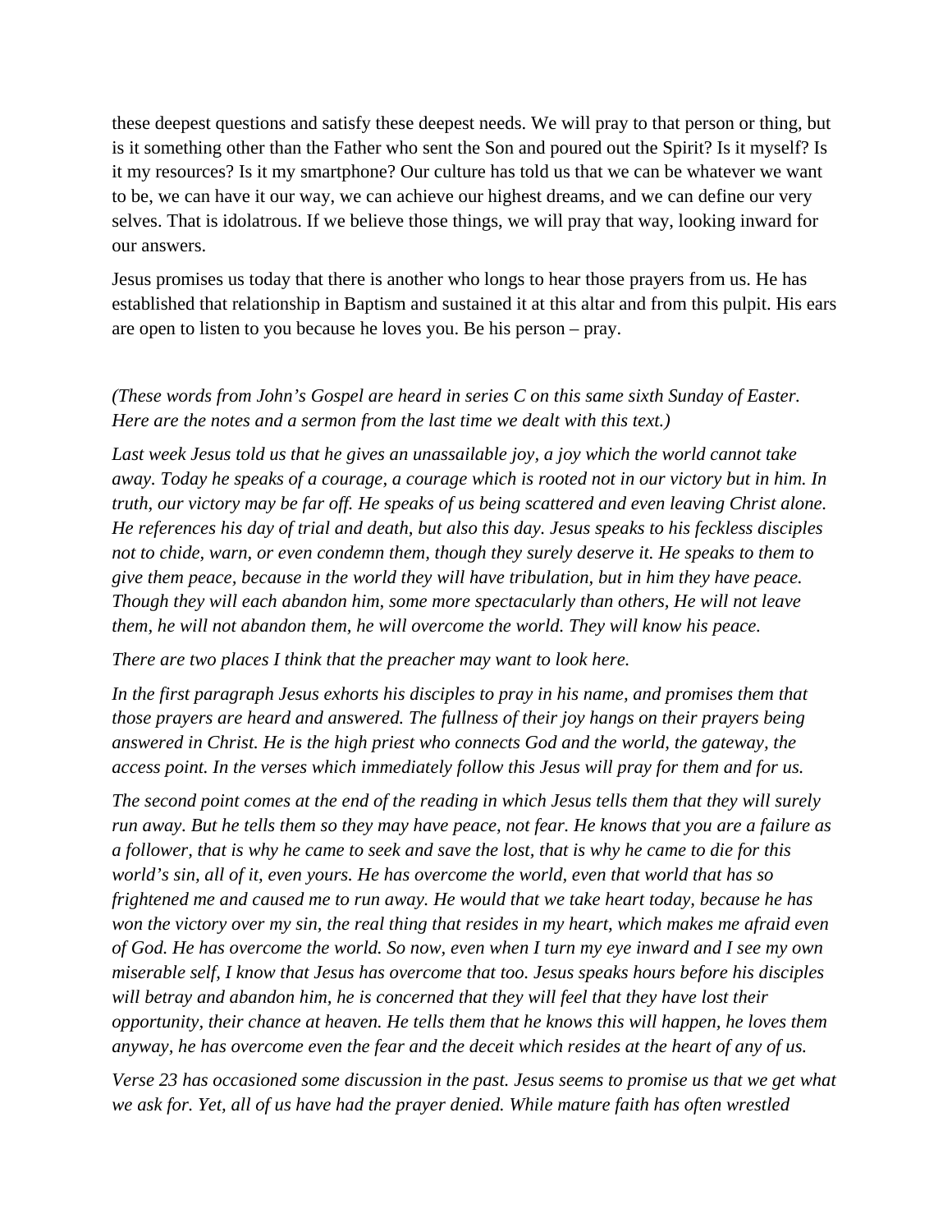these deepest questions and satisfy these deepest needs. We will pray to that person or thing, but is it something other than the Father who sent the Son and poured out the Spirit? Is it myself? Is it my resources? Is it my smartphone? Our culture has told us that we can be whatever we want to be, we can have it our way, we can achieve our highest dreams, and we can define our very selves. That is idolatrous. If we believe those things, we will pray that way, looking inward for our answers.

Jesus promises us today that there is another who longs to hear those prayers from us. He has established that relationship in Baptism and sustained it at this altar and from this pulpit. His ears are open to listen to you because he loves you. Be his person – pray.

*(These words from John's Gospel are heard in series C on this same sixth Sunday of Easter. Here are the notes and a sermon from the last time we dealt with this text.)*

*Last week Jesus told us that he gives an unassailable joy, a joy which the world cannot take away. Today he speaks of a courage, a courage which is rooted not in our victory but in him. In truth, our victory may be far off. He speaks of us being scattered and even leaving Christ alone. He references his day of trial and death, but also this day. Jesus speaks to his feckless disciples not to chide, warn, or even condemn them, though they surely deserve it. He speaks to them to give them peace, because in the world they will have tribulation, but in him they have peace. Though they will each abandon him, some more spectacularly than others, He will not leave them, he will not abandon them, he will overcome the world. They will know his peace.*

*There are two places I think that the preacher may want to look here.*

*In the first paragraph Jesus exhorts his disciples to pray in his name, and promises them that those prayers are heard and answered. The fullness of their joy hangs on their prayers being answered in Christ. He is the high priest who connects God and the world, the gateway, the access point. In the verses which immediately follow this Jesus will pray for them and for us.*

*The second point comes at the end of the reading in which Jesus tells them that they will surely run away. But he tells them so they may have peace, not fear. He knows that you are a failure as a follower, that is why he came to seek and save the lost, that is why he came to die for this world's sin, all of it, even yours. He has overcome the world, even that world that has so frightened me and caused me to run away. He would that we take heart today, because he has won the victory over my sin, the real thing that resides in my heart, which makes me afraid even of God. He has overcome the world. So now, even when I turn my eye inward and I see my own miserable self, I know that Jesus has overcome that too. Jesus speaks hours before his disciples will betray and abandon him, he is concerned that they will feel that they have lost their opportunity, their chance at heaven. He tells them that he knows this will happen, he loves them anyway, he has overcome even the fear and the deceit which resides at the heart of any of us.*

*Verse 23 has occasioned some discussion in the past. Jesus seems to promise us that we get what we ask for. Yet, all of us have had the prayer denied. While mature faith has often wrestled*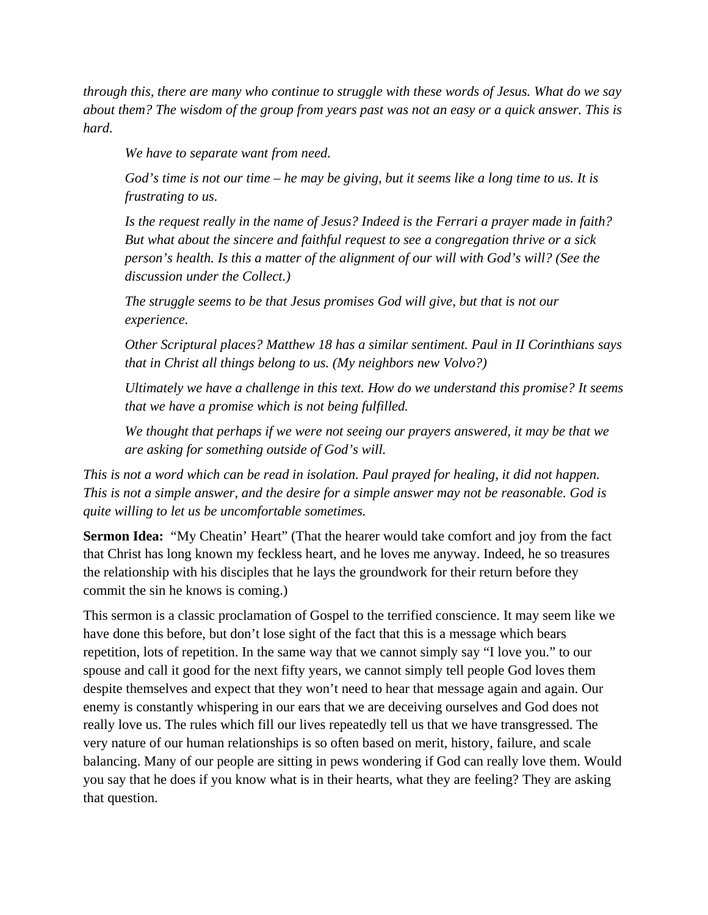*through this, there are many who continue to struggle with these words of Jesus. What do we say about them? The wisdom of the group from years past was not an easy or a quick answer. This is hard.*

> *We have to separate want from need.*
>
> *God's time is not our time – he may be giving, but it seems like a long time to us. It is frustrating to us.*
>
> *Is the request really in the name of Jesus? Indeed is the Ferrari a prayer made in faith? But what about the sincere and faithful request to see a congregation thrive or a sick person's health. Is this a matter of the alignment of our will with God's will? (See the discussion under the Collect.)*
>
> *The struggle seems to be that Jesus promises God will give, but that is not our experience.*
>
> *Other Scriptural places? Matthew 18 has a similar sentiment. Paul in II Corinthians says that in Christ all things belong to us. (My neighbors new Volvo?)*
>
> *Ultimately we have a challenge in this text. How do we understand this promise? It seems that we have a promise which is not being fulfilled.*
>
> *We thought that perhaps if we were not seeing our prayers answered, it may be that we are asking for something outside of God's will.*

*This is not a word which can be read in isolation. Paul prayed for healing, it did not happen. This is not a simple answer, and the desire for a simple answer may not be reasonable. God is quite willing to let us be uncomfortable sometimes.*

**Sermon Idea:** "My Cheatin' Heart" (That the hearer would take comfort and joy from the fact that Christ has long known my feckless heart, and he loves me anyway. Indeed, he so treasures the relationship with his disciples that he lays the groundwork for their return before they commit the sin he knows is coming.)

This sermon is a classic proclamation of Gospel to the terrified conscience. It may seem like we have done this before, but don't lose sight of the fact that this is a message which bears repetition, lots of repetition. In the same way that we cannot simply say "I love you." to our spouse and call it good for the next fifty years, we cannot simply tell people God loves them despite themselves and expect that they won't need to hear that message again and again. Our enemy is constantly whispering in our ears that we are deceiving ourselves and God does not really love us. The rules which fill our lives repeatedly tell us that we have transgressed. The very nature of our human relationships is so often based on merit, history, failure, and scale balancing. Many of our people are sitting in pews wondering if God can really love them. Would you say that he does if you know what is in their hearts, what they are feeling? They are asking that question.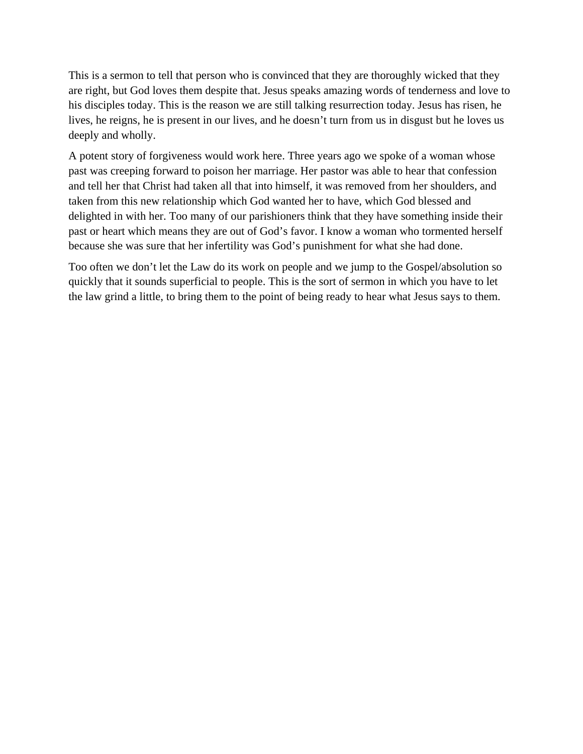This is a sermon to tell that person who is convinced that they are thoroughly wicked that they are right, but God loves them despite that. Jesus speaks amazing words of tenderness and love to his disciples today. This is the reason we are still talking resurrection today. Jesus has risen, he lives, he reigns, he is present in our lives, and he doesn't turn from us in disgust but he loves us deeply and wholly.

A potent story of forgiveness would work here. Three years ago we spoke of a woman whose past was creeping forward to poison her marriage. Her pastor was able to hear that confession and tell her that Christ had taken all that into himself, it was removed from her shoulders, and taken from this new relationship which God wanted her to have, which God blessed and delighted in with her. Too many of our parishioners think that they have something inside their past or heart which means they are out of God's favor. I know a woman who tormented herself because she was sure that her infertility was God's punishment for what she had done.

Too often we don't let the Law do its work on people and we jump to the Gospel/absolution so quickly that it sounds superficial to people. This is the sort of sermon in which you have to let the law grind a little, to bring them to the point of being ready to hear what Jesus says to them.